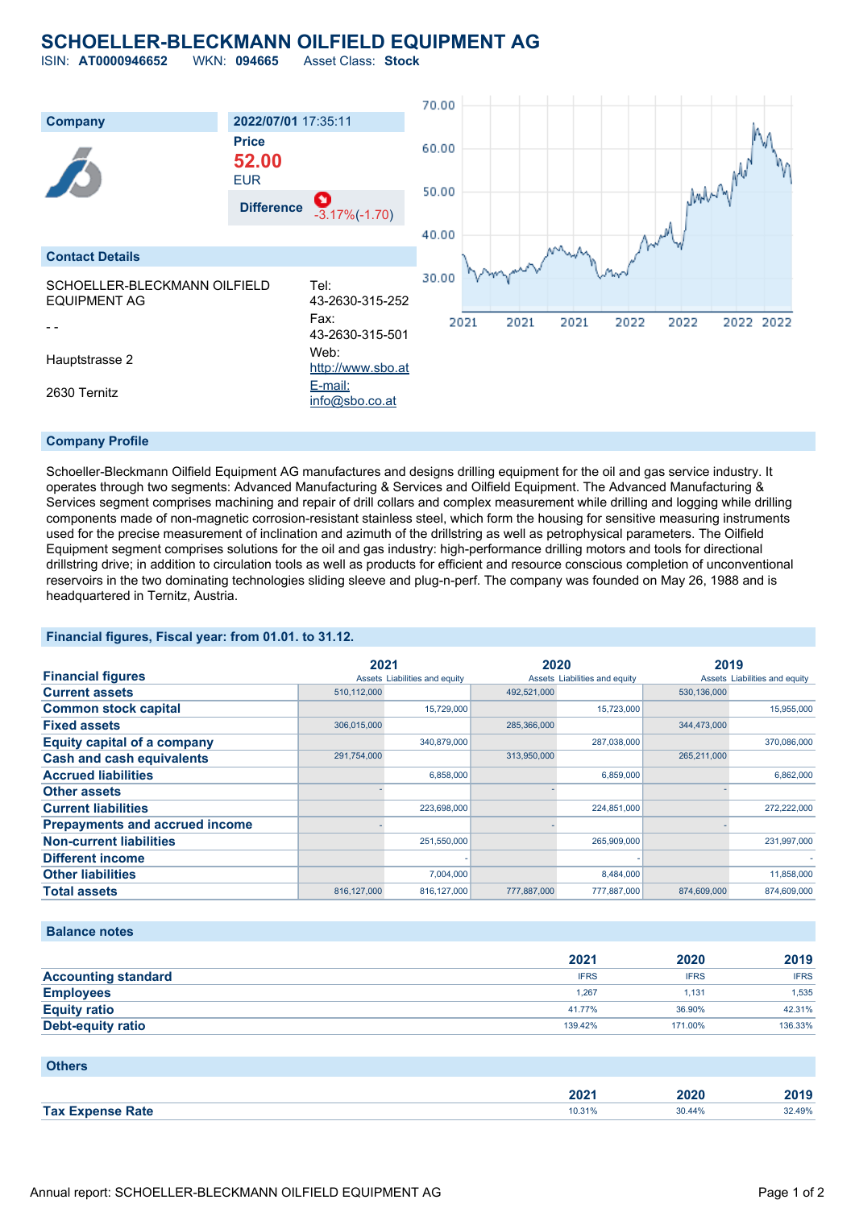# SCHOELLER-BLECKMANN OILFIELD EQUIPMENT AG

ISIN: **AT0000946652** WKN: **094665** Asset Class: **Stock**

| Company | 2022/07/01 17:35:11 |
|---|---|
| | **Price** |
| | **52.00** |
| | EUR |
| | **Difference** -3.17%(-1.70) |

## Contact Details

| | |
|---|---|
| SCHOELLER-BLECKMANN OILFIELD EQUIPMENT AG | Tel: 43-2630-315-252 |
| - - | Fax: 43-2630-315-501 |
| Hauptstrasse 2 | Web: http://www.sbo.at |
| 2630 Ternitz | E-mail: info@sbo.co.at |

## Company Profile

Schoeller-Bleckmann Oilfield Equipment AG manufactures and designs drilling equipment for the oil and gas service industry. It operates through two segments: Advanced Manufacturing & Services and Oilfield Equipment. The Advanced Manufacturing & Services segment comprises machining and repair of drill collars and complex measurement while drilling and logging while drilling components made of non-magnetic corrosion-resistant stainless steel, which form the housing for sensitive measuring instruments used for the precise measurement of inclination and azimuth of the drillstring as well as petrophysical parameters. The Oilfield Equipment segment comprises solutions for the oil and gas industry: high-performance drilling motors and tools for directional drillstring drive; in addition to circulation tools as well as products for efficient and resource conscious completion of unconventional reservoirs in the two dominating technologies sliding sleeve and plug-n-perf. The company was founded on May 26, 1988 and is headquartered in Ternitz, Austria.

## Financial figures, Fiscal year: from 01.01. to 31.12.

| Financial figures | 2021 | | 2020 | | 2019 | |
|---|---|---|---|---|---|---|
| | Assets | Liabilities and equity | Assets | Liabilities and equity | Assets | Liabilities and equity |
| **Current assets** | 510,112,000 | | 492,521,000 | | 530,136,000 | |
| **Common stock capital** | | 15,729,000 | | 15,723,000 | | 15,955,000 |
| **Fixed assets** | 306,015,000 | | 285,366,000 | | 344,473,000 | |
| **Equity capital of a company** | | 340,879,000 | | 287,038,000 | | 370,086,000 |
| **Cash and cash equivalents** | 291,754,000 | | 313,950,000 | | 265,211,000 | |
| **Accrued liabilities** | | 6,858,000 | | 6,859,000 | | 6,862,000 |
| **Other assets** | - | | - | | - | |
| **Current liabilities** | | 223,698,000 | | 224,851,000 | | 272,222,000 |
| **Prepayments and accrued income** | - | | - | | - | |
| **Non-current liabilities** | | 251,550,000 | | 265,909,000 | | 231,997,000 |
| **Different income** | | - | | - | | - |
| **Other liabilities** | | 7,004,000 | | 8,484,000 | | 11,858,000 |
| **Total assets** | 816,127,000 | 816,127,000 | 777,887,000 | 777,887,000 | 874,609,000 | 874,609,000 |

## Balance notes

| | 2021 | 2020 | 2019 |
|---|---|---|---|
| **Accounting standard** | IFRS | IFRS | IFRS |
| **Employees** | 1,267 | 1,131 | 1,535 |
| **Equity ratio** | 41.77% | 36.90% | 42.31% |
| **Debt-equity ratio** | 139.42% | 171.00% | 136.33% |

## Others

| | 2021 | 2020 | 2019 |
|---|---|---|---|
| **Tax Expense Rate** | 10.31% | 30.44% | 32.49% |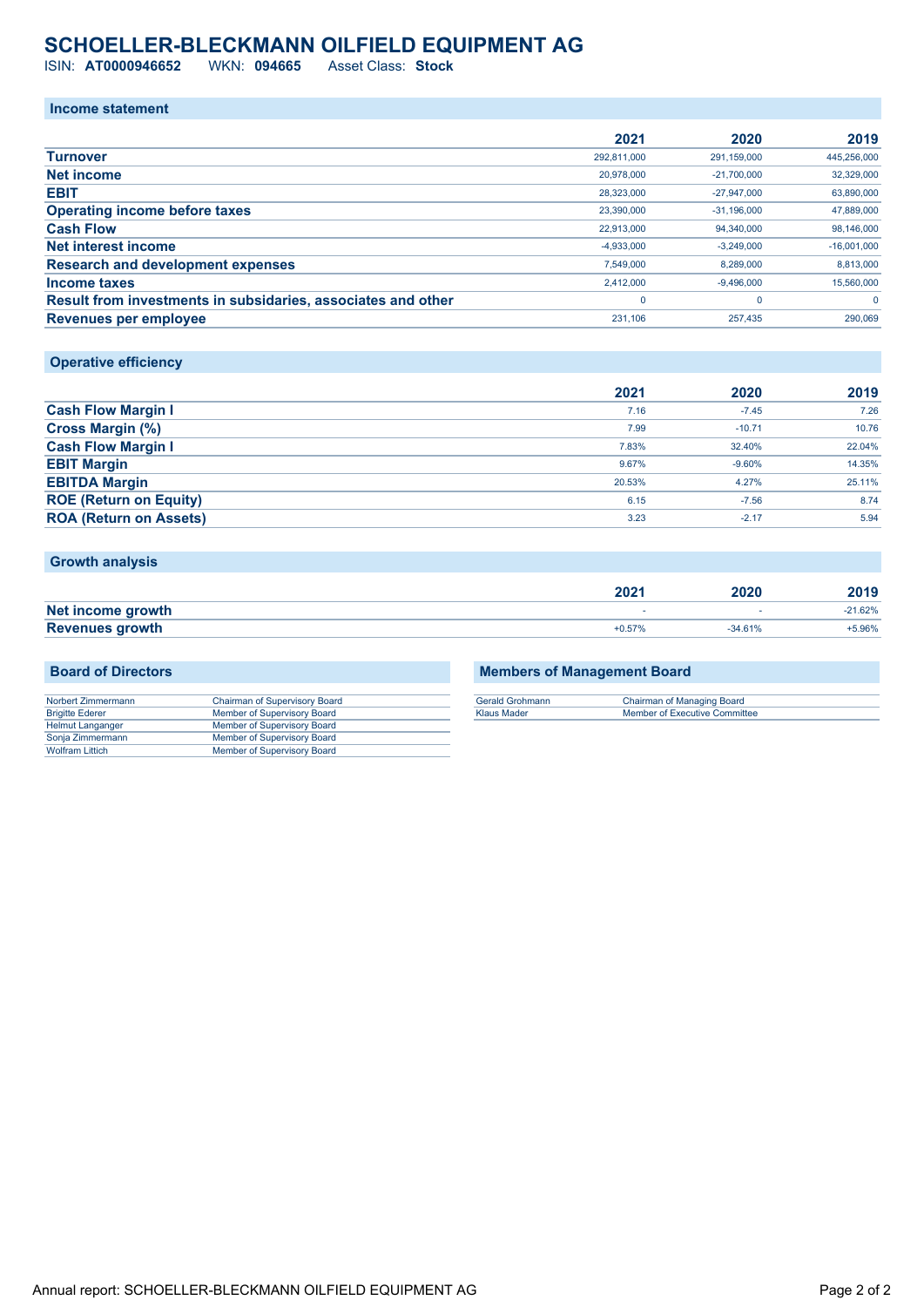# SCHOELLER-BLECKMANN OILFIELD EQUIPMENT AG

ISIN: **AT0000946652** WKN: **094665** Asset Class: **Stock**

## Income statement

| | 2021 | 2020 | 2019 |
|---|---|---|---|
| **Turnover** | 292,811,000 | 291,159,000 | 445,256,000 |
| **Net income** | 20,978,000 | -21,700,000 | 32,329,000 |
| **EBIT** | 28,323,000 | -27,947,000 | 63,890,000 |
| **Operating income before taxes** | 23,390,000 | -31,196,000 | 47,889,000 |
| **Cash Flow** | 22,913,000 | 94,340,000 | 98,146,000 |
| **Net interest income** | -4,933,000 | -3,249,000 | -16,001,000 |
| **Research and development expenses** | 7,549,000 | 8,289,000 | 8,813,000 |
| **Income taxes** | 2,412,000 | -9,496,000 | 15,560,000 |
| **Result from investments in subsidaries, associates and other** | 0 | 0 | 0 |
| **Revenues per employee** | 231,106 | 257,435 | 290,069 |

## Operative efficiency

| | 2021 | 2020 | 2019 |
|---|---|---|---|
| **Cash Flow Margin I** | 7.16 | -7.45 | 7.26 |
| **Cross Margin (%)** | 7.99 | -10.71 | 10.76 |
| **Cash Flow Margin I** | 7.83% | 32.40% | 22.04% |
| **EBIT Margin** | 9.67% | -9.60% | 14.35% |
| **EBITDA Margin** | 20.53% | 4.27% | 25.11% |
| **ROE (Return on Equity)** | 6.15 | -7.56 | 8.74 |
| **ROA (Return on Assets)** | 3.23 | -2.17 | 5.94 |

## Growth analysis

| | 2021 | 2020 | 2019 |
|---|---|---|---|
| **Net income growth** | - | - | -21.62% |
| **Revenues growth** | +0.57% | -34.61% | +5.96% |

## Board of Directors

| | |
|---|---|
| Norbert Zimmermann | Chairman of Supervisory Board |
| Brigitte Ederer | Member of Supervisory Board |
| Helmut Langanger | Member of Supervisory Board |
| Sonja Zimmermann | Member of Supervisory Board |
| Wolfram Littich | Member of Supervisory Board |

## Members of Management Board

| | |
|---|---|
| Gerald Grohmann | Chairman of Managing Board |
| Klaus Mader | Member of Executive Committee |